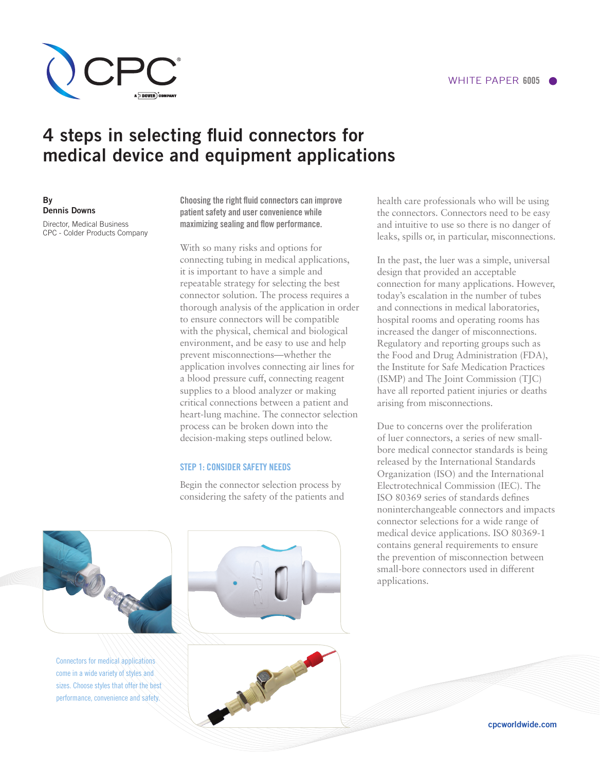WHITE PAPER 6005

# 4 steps in selecting fluid connectors for medical device and equipment applications

By
**Dennis Downs**

Director, Medical Business
CPC - Colder Products Company

**Choosing the right fluid connectors can improve patient safety and user convenience while maximizing sealing and flow performance.**

With so many risks and options for connecting tubing in medical applications, it is important to have a simple and repeatable strategy for selecting the best connector solution. The process requires a thorough analysis of the application in order to ensure connectors will be compatible with the physical, chemical and biological environment, and be easy to use and help prevent misconnections—whether the application involves connecting air lines for a blood pressure cuff, connecting reagent supplies to a blood analyzer or making critical connections between a patient and heart-lung machine. The connector selection process can be broken down into the decision-making steps outlined below.

## STEP 1: CONSIDER SAFETY NEEDS

Begin the connector selection process by considering the safety of the patients and health care professionals who will be using the connectors. Connectors need to be easy and intuitive to use so there is no danger of leaks, spills or, in particular, misconnections.

In the past, the luer was a simple, universal design that provided an acceptable connection for many applications. However, today's escalation in the number of tubes and connections in medical laboratories, hospital rooms and operating rooms has increased the danger of misconnections. Regulatory and reporting groups such as the Food and Drug Administration (FDA), the Institute for Safe Medication Practices (ISMP) and The Joint Commission (TJC) have all reported patient injuries or deaths arising from misconnections.

Due to concerns over the proliferation of luer connectors, a series of new small-bore medical connector standards is being released by the International Standards Organization (ISO) and the International Electrotechnical Commission (IEC). The ISO 80369 series of standards defines noninterchangeable connectors and impacts connector selections for a wide range of medical device applications. ISO 80369-1 contains general requirements to ensure the prevention of misconnection between small-bore connectors used in different applications.

Connectors for medical applications come in a wide variety of styles and sizes. Choose styles that offer the best performance, convenience and safety.

cpcworldwide.com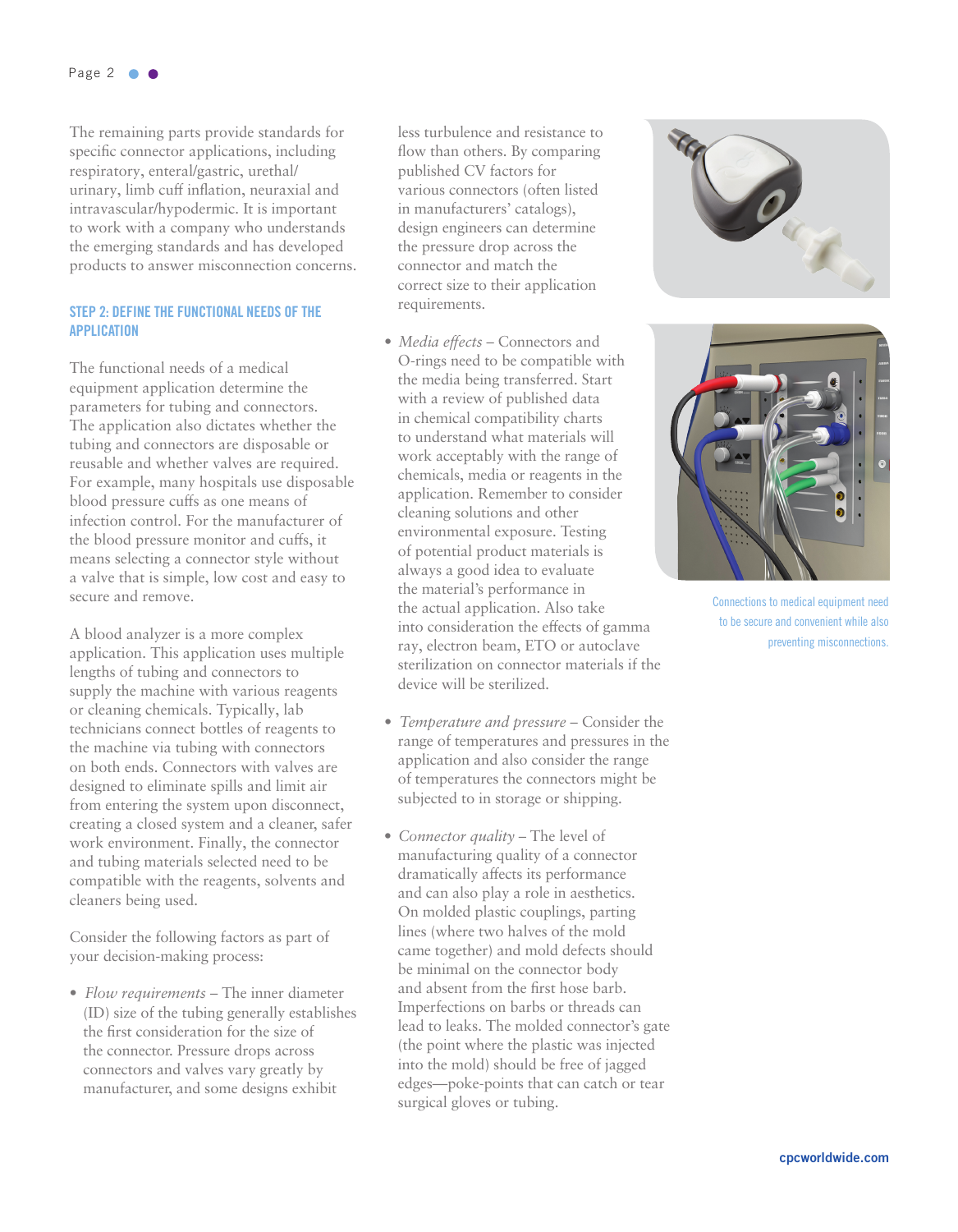The remaining parts provide standards for specific connector applications, including respiratory, enteral/gastric, urethal/urinary, limb cuff inflation, neuraxial and intravascular/hypodermic. It is important to work with a company who understands the emerging standards and has developed products to answer misconnection concerns.

## STEP 2: DEFINE THE FUNCTIONAL NEEDS OF THE APPLICATION

The functional needs of a medical equipment application determine the parameters for tubing and connectors. The application also dictates whether the tubing and connectors are disposable or reusable and whether valves are required. For example, many hospitals use disposable blood pressure cuffs as one means of infection control. For the manufacturer of the blood pressure monitor and cuffs, it means selecting a connector style without a valve that is simple, low cost and easy to secure and remove.

A blood analyzer is a more complex application. This application uses multiple lengths of tubing and connectors to supply the machine with various reagents or cleaning chemicals. Typically, lab technicians connect bottles of reagents to the machine via tubing with connectors on both ends. Connectors with valves are designed to eliminate spills and limit air from entering the system upon disconnect, creating a closed system and a cleaner, safer work environment. Finally, the connector and tubing materials selected need to be compatible with the reagents, solvents and cleaners being used.

Consider the following factors as part of your decision-making process:

- *Flow requirements* – The inner diameter (ID) size of the tubing generally establishes the first consideration for the size of the connector. Pressure drops across connectors and valves vary greatly by manufacturer, and some designs exhibit less turbulence and resistance to flow than others. By comparing published CV factors for various connectors (often listed in manufacturers' catalogs), design engineers can determine the pressure drop across the connector and match the correct size to their application requirements.
- *Media effects* – Connectors and O-rings need to be compatible with the media being transferred. Start with a review of published data in chemical compatibility charts to understand what materials will work acceptably with the range of chemicals, media or reagents in the application. Remember to consider cleaning solutions and other environmental exposure. Testing of potential product materials is always a good idea to evaluate the material's performance in the actual application. Also take into consideration the effects of gamma ray, electron beam, ETO or autoclave sterilization on connector materials if the device will be sterilized.
- *Temperature and pressure* – Consider the range of temperatures and pressures in the application and also consider the range of temperatures the connectors might be subjected to in storage or shipping.
- *Connector quality* – The level of manufacturing quality of a connector dramatically affects its performance and can also play a role in aesthetics. On molded plastic couplings, parting lines (where two halves of the mold came together) and mold defects should be minimal on the connector body and absent from the first hose barb. Imperfections on barbs or threads can lead to leaks. The molded connector's gate (the point where the plastic was injected into the mold) should be free of jagged edges—poke-points that can catch or tear surgical gloves or tubing.

Connections to medical equipment need to be secure and convenient while also preventing misconnections.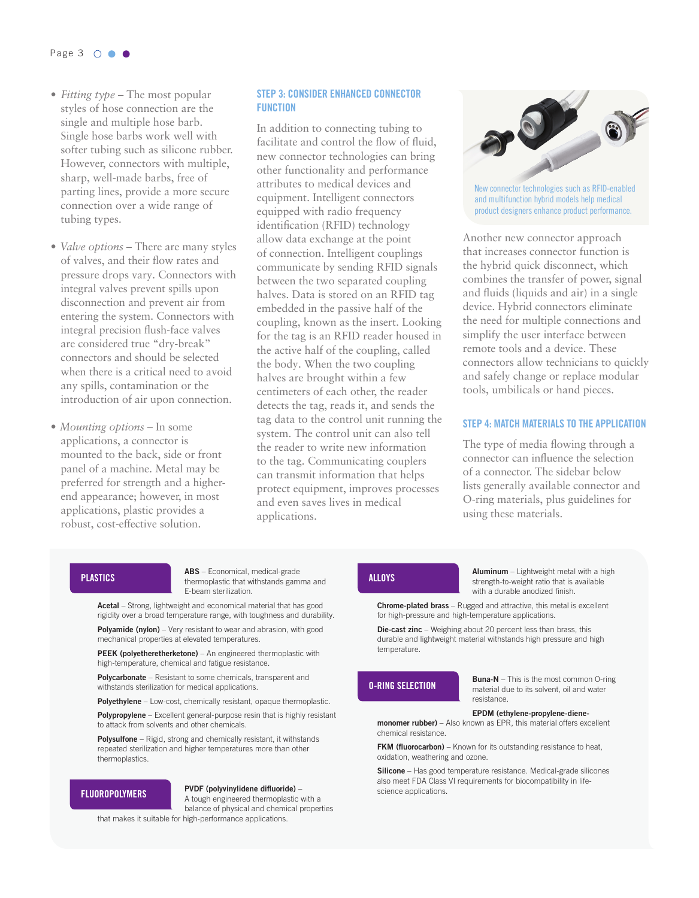- *Fitting type* – The most popular styles of hose connection are the single and multiple hose barb. Single hose barbs work well with softer tubing such as silicone rubber. However, connectors with multiple, sharp, well-made barbs, free of parting lines, provide a more secure connection over a wide range of tubing types.

- *Valve options* – There are many styles of valves, and their flow rates and pressure drops vary. Connectors with integral valves prevent spills upon disconnection and prevent air from entering the system. Connectors with integral precision flush-face valves are considered true "dry-break" connectors and should be selected when there is a critical need to avoid any spills, contamination or the introduction of air upon connection.

- *Mounting options* – In some applications, a connector is mounted to the back, side or front panel of a machine. Metal may be preferred for strength and a higher-end appearance; however, in most applications, plastic provides a robust, cost-effective solution.

## STEP 3: CONSIDER ENHANCED CONNECTOR FUNCTION

In addition to connecting tubing to facilitate and control the flow of fluid, new connector technologies can bring other functionality and performance attributes to medical devices and equipment. Intelligent connectors equipped with radio frequency identification (RFID) technology allow data exchange at the point of connection. Intelligent couplings communicate by sending RFID signals between the two separated coupling halves. Data is stored on an RFID tag embedded in the passive half of the coupling, known as the insert. Looking for the tag is an RFID reader housed in the active half of the coupling, called the body. When the two coupling halves are brought within a few centimeters of each other, the reader detects the tag, reads it, and sends the tag data to the control unit running the system. The control unit can also tell the reader to write new information to the tag. Communicating couplers can transmit information that helps protect equipment, improves processes and even saves lives in medical applications.

New connector technologies such as RFID-enabled and multifunction hybrid models help medical product designers enhance product performance.

Another new connector approach that increases connector function is the hybrid quick disconnect, which combines the transfer of power, signal and fluids (liquids and air) in a single device. Hybrid connectors eliminate the need for multiple connections and simplify the user interface between remote tools and a device. These connectors allow technicians to quickly and safely change or replace modular tools, umbilicals or hand pieces.

## STEP 4: MATCH MATERIALS TO THE APPLICATION

The type of media flowing through a connector can influence the selection of a connector. The sidebar below lists generally available connector and O-ring materials, plus guidelines for using these materials.

### PLASTICS

**ABS** – Economical, medical-grade thermoplastic that withstands gamma and E-beam sterilization.

**Acetal** – Strong, lightweight and economical material that has good rigidity over a broad temperature range, with toughness and durability.

**Polyamide (nylon)** – Very resistant to wear and abrasion, with good mechanical properties at elevated temperatures.

**PEEK (polyetheretherketone)** – An engineered thermoplastic with high-temperature, chemical and fatigue resistance.

**Polycarbonate** – Resistant to some chemicals, transparent and withstands sterilization for medical applications.

**Polyethylene** – Low-cost, chemically resistant, opaque thermoplastic.

**Polypropylene** – Excellent general-purpose resin that is highly resistant to attack from solvents and other chemicals.

**Polysulfone** – Rigid, strong and chemically resistant, it withstands repeated sterilization and higher temperatures more than other thermoplastics.

### FLUOROPOLYMERS

**PVDF (polyvinylidene difluoride)** – A tough engineered thermoplastic with a balance of physical and chemical properties that makes it suitable for high-performance applications.

### ALLOYS

**Aluminum** – Lightweight metal with a high strength-to-weight ratio that is available with a durable anodized finish.

**Chrome-plated brass** – Rugged and attractive, this metal is excellent for high-pressure and high-temperature applications.

**Die-cast zinc** – Weighing about 20 percent less than brass, this durable and lightweight material withstands high pressure and high temperature.

### O-RING SELECTION

**Buna-N** – This is the most common O-ring material due to its solvent, oil and water resistance.

**EPDM (ethylene-propylene-diene-monomer rubber)** – Also known as EPR, this material offers excellent chemical resistance.

**FKM (fluorocarbon)** – Known for its outstanding resistance to heat, oxidation, weathering and ozone.

**Silicone** – Has good temperature resistance. Medical-grade silicones also meet FDA Class VI requirements for biocompatibility in life-science applications.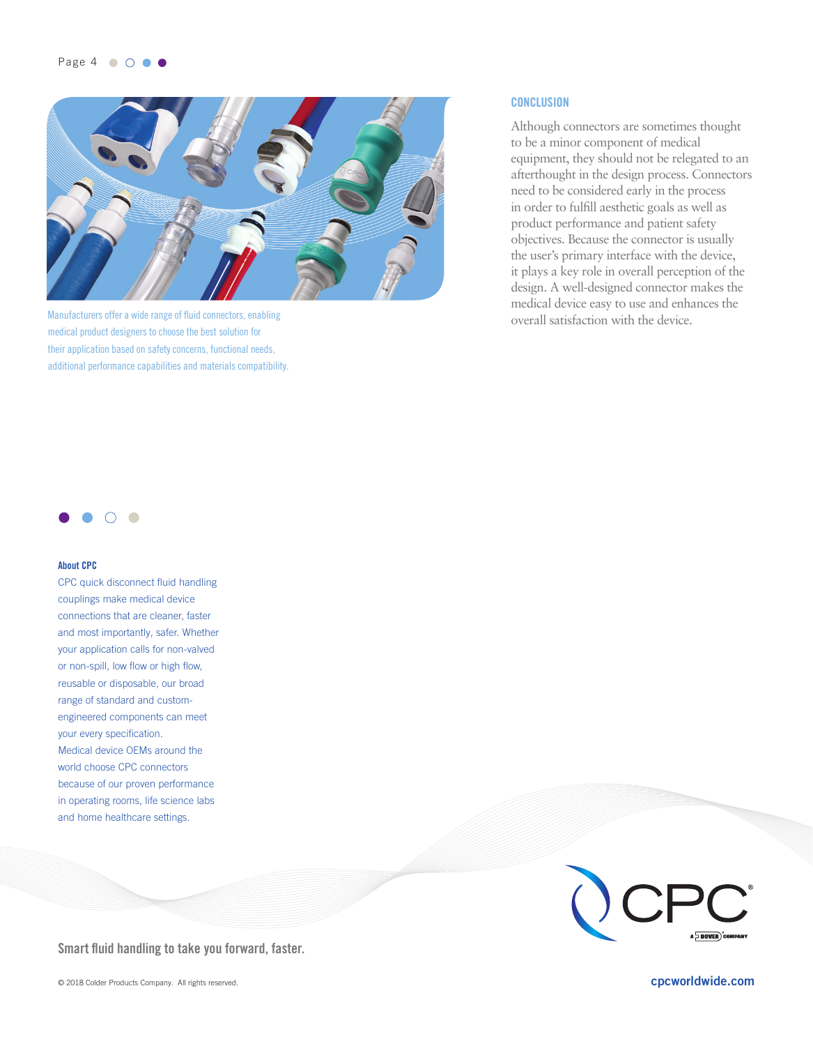Manufacturers offer a wide range of fluid connectors, enabling medical product designers to choose the best solution for their application based on safety concerns, functional needs, additional performance capabilities and materials compatibility.

## CONCLUSION

Although connectors are sometimes thought to be a minor component of medical equipment, they should not be relegated to an afterthought in the design process. Connectors need to be considered early in the process in order to fulfill aesthetic goals as well as product performance and patient safety objectives. Because the connector is usually the user's primary interface with the device, it plays a key role in overall perception of the design. A well-designed connector makes the medical device easy to use and enhances the overall satisfaction with the device.

### About CPC

CPC quick disconnect fluid handling couplings make medical device connections that are cleaner, faster and most importantly, safer. Whether your application calls for non-valved or non-spill, low flow or high flow, reusable or disposable, our broad range of standard and custom-engineered components can meet your every specification. Medical device OEMs around the world choose CPC connectors because of our proven performance in operating rooms, life science labs and home healthcare settings.

**Smart fluid handling to take you forward, faster.**

CPC® A DOVER COMPANY

© 2018 Colder Products Company. All rights reserved.

cpcworldwide.com